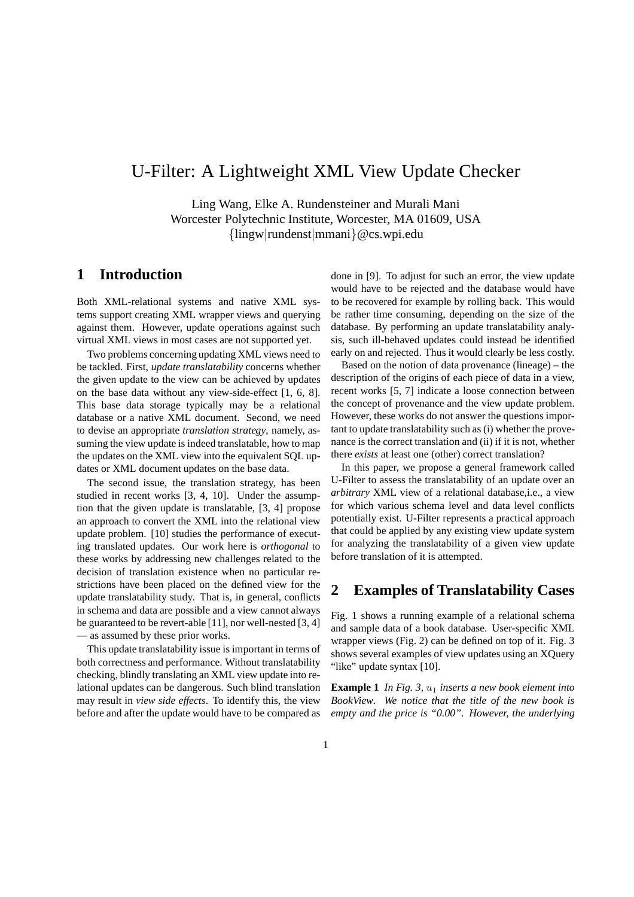# U-Filter: A Lightweight XML View Update Checker

Ling Wang, Elke A. Rundensteiner and Murali Mani
Worcester Polytechnic Institute, Worcester, MA 01609, USA
{lingw|rundenst|mmani}@cs.wpi.edu

## 1 Introduction

Both XML-relational systems and native XML systems support creating XML wrapper views and querying against them. However, update operations against such virtual XML views in most cases are not supported yet.

Two problems concerning updating XML views need to be tackled. First, *update translatability* concerns whether the given update to the view can be achieved by updates on the base data without any view-side-effect [1, 6, 8]. This base data storage typically may be a relational database or a native XML document. Second, we need to devise an appropriate *translation strategy*, namely, assuming the view update is indeed translatable, how to map the updates on the XML view into the equivalent SQL updates or XML document updates on the base data.

The second issue, the translation strategy, has been studied in recent works [3, 4, 10]. Under the assumption that the given update is translatable, [3, 4] propose an approach to convert the XML into the relational view update problem. [10] studies the performance of executing translated updates. Our work here is *orthogonal* to these works by addressing new challenges related to the decision of translation existence when no particular restrictions have been placed on the defined view for the update translatability study. That is, in general, conflicts in schema and data are possible and a view cannot always be guaranteed to be revert-able [11], nor well-nested [3, 4] — as assumed by these prior works.

This update translatability issue is important in terms of both correctness and performance. Without translatability checking, blindly translating an XML view update into relational updates can be dangerous. Such blind translation may result in *view side effects*. To identify this, the view before and after the update would have to be compared as done in [9]. To adjust for such an error, the view update would have to be rejected and the database would have to be recovered for example by rolling back. This would be rather time consuming, depending on the size of the database. By performing an update translatability analysis, such ill-behaved updates could instead be identified early on and rejected. Thus it would clearly be less costly.

Based on the notion of data provenance (lineage) – the description of the origins of each piece of data in a view, recent works [5, 7] indicate a loose connection between the concept of provenance and the view update problem. However, these works do not answer the questions important to update translatability such as (i) whether the provenance is the correct translation and (ii) if it is not, whether there *exists* at least one (other) correct translation?

In this paper, we propose a general framework called U-Filter to assess the translatability of an update over an *arbitrary* XML view of a relational database,i.e., a view for which various schema level and data level conflicts potentially exist. U-Filter represents a practical approach that could be applied by any existing view update system for analyzing the translatability of a given view update before translation of it is attempted.

## 2 Examples of Translatability Cases

Fig. 1 shows a running example of a relational schema and sample data of a book database. User-specific XML wrapper views (Fig. 2) can be defined on top of it. Fig. 3 shows several examples of view updates using an XQuery "like" update syntax [10].

**Example 1** *In Fig. 3, $u_1$ inserts a new book element into BookView. We notice that the title of the new book is empty and the price is "0.00". However, the underlying*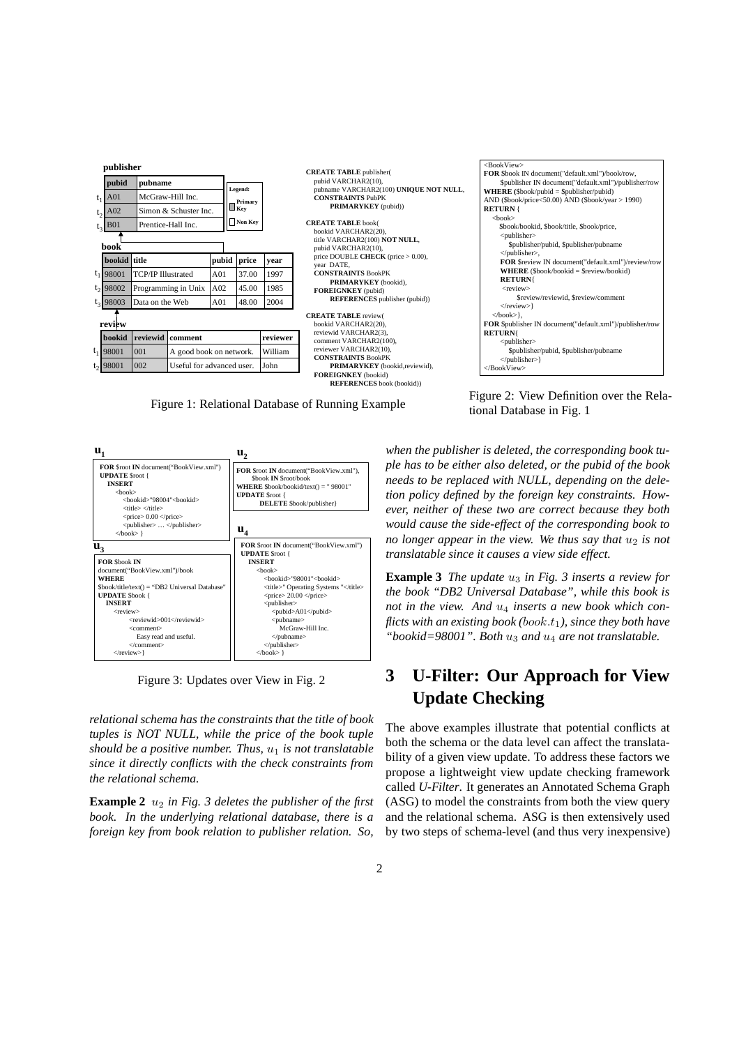**publisher**

|  | pubid | pubname |
|---|---|---|
| $t_1$ | A01 | McGraw-Hill Inc. |
| $t_2$ | A02 | Simon & Schuster Inc. |
| $t_3$ | B01 | Prentice-Hall Inc. |

Legend: Primary Key / Non Key

**book**

|  | bookid | title | pubid | price | year |
|---|---|---|---|---|---|
| $t_1$ | 98001 | TCP/IP Illustrated | A01 | 37.00 | 1997 |
| $t_2$ | 98002 | Programming in Unix | A02 | 45.00 | 1985 |
| $t_3$ | 98003 | Data on the Web | A01 | 48.00 | 2004 |

**review**

|  | bookid | reviewid | comment | reviewer |
|---|---|---|---|---|
| $t_1$ | 98001 | 001 | A good book on network. | William |
| $t_2$ | 98001 | 002 | Useful for advanced user. | John |

```
CREATE TABLE publisher(
  pubid VARCHAR2(10),
  pubname VARCHAR2(100) UNIQUE NOT NULL,
  CONSTRAINTS PubPK
    PRIMARYKEY (pubid))

CREATE TABLE book(
  bookid VARCHAR2(20),
  title VARCHAR2(100) NOT NULL,
  pubid VARCHAR2(10),
  price DOUBLE CHECK (price > 0.00),
  year DATE,
  CONSTRAINTS BookPK
    PRIMARYKEY (bookid),
  FOREIGNKEY (pubid)
    REFERENCES publisher (pubid))

CREATE TABLE review(
  bookid VARCHAR2(20),
  reviewid VARCHAR2(3),
  comment VARCHAR2(100),
  reviewer VARCHAR2(10),
  CONSTRAINTS BookPK
    PRIMARYKEY (bookid,reviewid),
  FOREIGNKEY (bookid)
    REFERENCES book (bookid))
```

Figure 1: Relational Database of Running Example

```
<BookView>
FOR $book IN document("default.xml")/book/row,
    $publisher IN document("default.xml")/publisher/row
WHERE ($book/pubid = $publisher/pubid)
AND ($book/price<50.00) AND ($book/year > 1990)
RETURN {
  <book>
    $book/bookid, $book/title, $book/price,
    <publisher>
      $publisher/pubid, $publisher/pubname
    </publisher>,
    FOR $review IN document("default.xml")/review/row
    WHERE ($book/bookid = $review/bookid)
    RETURN{
      <review>
        $review/reviewid, $review/comment
      </review>}
  </book>},
FOR $publisher IN document("default.xml")/publisher/row
RETURN{
    <publisher>
      $publisher/pubid, $publisher/pubname
    </publisher>}
</BookView>
```

Figure 2: View Definition over the Relational Database in Fig. 1

**$u_1$**

```
FOR $root IN document("BookView.xml")
UPDATE $root {
  INSERT
    <book>
      <bookid>"98004"<bookid>
      <title> </title>
      <price> 0.00 </price>
      <publisher> … </publisher>
    </book> }
```

**$u_2$**

```
FOR $root IN document("BookView.xml"),
    $book IN $root/book
WHERE $book/bookid/text() = " 98001"
UPDATE $root {
    DELETE $book/publisher}
```

**$u_3$**

```
FOR $book IN
document("BookView.xml")/book
WHERE
$book/title/text() = "DB2 Universal Database"
UPDATE $book {
  INSERT
    <review>
      <reviewid>001</reviewid>
      <comment>
        Easy read and useful.
      </comment>
    </review>}
```

**$u_4$**

```
FOR $root IN document("BookView.xml")
UPDATE $root {
  INSERT
    <book>
      <bookid>"98001"<bookid>
      <title>" Operating Systems "</title>
      <price> 20.00 </price>
      <publisher>
        <pubid>A01</pubid>
        <pubname>
          McGraw-Hill Inc.
        </pubname>
      </publisher>
    </book> }
```

Figure 3: Updates over View in Fig. 2

*relational schema has the constraints that the title of book tuples is NOT NULL, while the price of the book tuple should be a positive number. Thus, $u_1$ is not translatable since it directly conflicts with the check constraints from the relational schema.*

**Example 2** *$u_2$ in Fig. 3 deletes the publisher of the first book. In the underlying relational database, there is a foreign key from book relation to publisher relation. So, when the publisher is deleted, the corresponding book tuple has to be either also deleted, or the pubid of the book needs to be replaced with NULL, depending on the deletion policy defined by the foreign key constraints. However, neither of these two are correct because they both would cause the side-effect of the corresponding book to no longer appear in the view. We thus say that $u_2$ is not translatable since it causes a view side effect.*

**Example 3** *The update $u_3$ in Fig. 3 inserts a review for the book "DB2 Universal Database", while this book is not in the view. And $u_4$ inserts a new book which conflicts with an existing book ($book.t_1$), since they both have "bookid=98001". Both $u_3$ and $u_4$ are not translatable.*

# 3 U-Filter: Our Approach for View Update Checking

The above examples illustrate that potential conflicts at both the schema or the data level can affect the translatability of a given view update. To address these factors we propose a lightweight view update checking framework called *U-Filter*. It generates an Annotated Schema Graph (ASG) to model the constraints from both the view query and the relational schema. ASG is then extensively used by two steps of schema-level (and thus very inexpensive)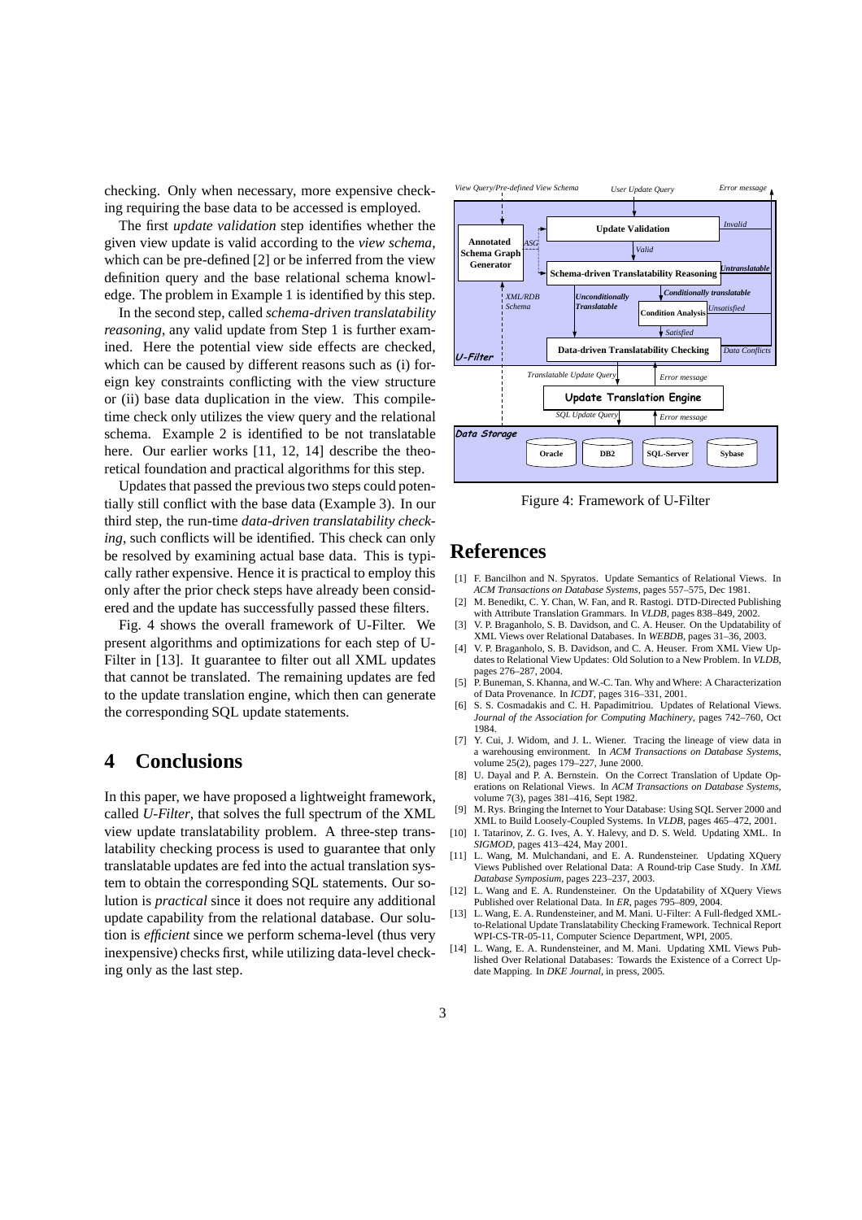checking. Only when necessary, more expensive checking requiring the base data to be accessed is employed.

The first *update validation* step identifies whether the given view update is valid according to the *view schema*, which can be pre-defined [2] or be inferred from the view definition query and the base relational schema knowledge. The problem in Example 1 is identified by this step.

In the second step, called *schema-driven translatability reasoning*, any valid update from Step 1 is further examined. Here the potential view side effects are checked, which can be caused by different reasons such as (i) foreign key constraints conflicting with the view structure or (ii) base data duplication in the view. This compile-time check only utilizes the view query and the relational schema. Example 2 is identified to be not translatable here. Our earlier works [11, 12, 14] describe the theoretical foundation and practical algorithms for this step.

Updates that passed the previous two steps could potentially still conflict with the base data (Example 3). In our third step, the run-time *data-driven translatability checking*, such conflicts will be identified. This check can only be resolved by examining actual base data. This is typically rather expensive. Hence it is practical to employ this only after the prior check steps have already been considered and the update has successfully passed these filters.

Fig. 4 shows the overall framework of U-Filter. We present algorithms and optimizations for each step of U-Filter in [13]. It guarantee to filter out all XML updates that cannot be translated. The remaining updates are fed to the update translation engine, which then can generate the corresponding SQL update statements.

# 4 Conclusions

In this paper, we have proposed a lightweight framework, called *U-Filter*, that solves the full spectrum of the XML view update translatability problem. A three-step translatability checking process is used to guarantee that only translatable updates are fed into the actual translation system to obtain the corresponding SQL statements. Our solution is *practical* since it does not require any additional update capability from the relational database. Our solution is *efficient* since we perform schema-level (thus very inexpensive) checks first, while utilizing data-level checking only as the last step.

View Query/Pre-defined View Schema
User Update Query
Error message
Update Validation
Invalid
Annotated Schema Graph Generator
ASG
Valid
Schema-driven Translatability Reasoning
Untranslatable
XML/RDB Schema
Unconditionally Translatable
Conditionally translatable
Condition Analysis
Unsatisfied
Satisfied
U-Filter
Data-driven Translatability Checking
Data Conflicts
Translatable Update Query
Error message
Update Translation Engine
SQL Update Query
Error message
Data Storage
Oracle
DB2
SQL-Server
Sybase

Figure 4: Framework of U-Filter

# References

[1] F. Bancilhon and N. Spyratos. Update Semantics of Relational Views. In *ACM Transactions on Database Systems*, pages 557–575, Dec 1981.

[2] M. Benedikt, C. Y. Chan, W. Fan, and R. Rastogi. DTD-Directed Publishing with Attribute Translation Grammars. In *VLDB*, pages 838–849, 2002.

[3] V. P. Braganholo, S. B. Davidson, and C. A. Heuser. On the Updatability of XML Views over Relational Databases. In *WEBDB*, pages 31–36, 2003.

[4] V. P. Braganholo, S. B. Davidson, and C. A. Heuser. From XML View Updates to Relational View Updates: Old Solution to a New Problem. In *VLDB*, pages 276–287, 2004.

[5] P. Buneman, S. Khanna, and W.-C. Tan. Why and Where: A Characterization of Data Provenance. In *ICDT*, pages 316–331, 2001.

[6] S. S. Cosmadakis and C. H. Papadimitriou. Updates of Relational Views. *Journal of the Association for Computing Machinery*, pages 742–760, Oct 1984.

[7] Y. Cui, J. Widom, and J. L. Wiener. Tracing the lineage of view data in a warehousing environment. In *ACM Transactions on Database Systems*, volume 25(2), pages 179–227, June 2000.

[8] U. Dayal and P. A. Bernstein. On the Correct Translation of Update Operations on Relational Views. In *ACM Transactions on Database Systems*, volume 7(3), pages 381–416, Sept 1982.

[9] M. Rys. Bringing the Internet to Your Database: Using SQL Server 2000 and XML to Build Loosely-Coupled Systems. In *VLDB*, pages 465–472, 2001.

[10] I. Tatarinov, Z. G. Ives, A. Y. Halevy, and D. S. Weld. Updating XML. In *SIGMOD*, pages 413–424, May 2001.

[11] L. Wang, M. Mulchandani, and E. A. Rundensteiner. Updating XQuery Views Published over Relational Data: A Round-trip Case Study. In *XML Database Symposium*, pages 223–237, 2003.

[12] L. Wang and E. A. Rundensteiner. On the Updatability of XQuery Views Published over Relational Data. In *ER*, pages 795–809, 2004.

[13] L. Wang, E. A. Rundensteiner, and M. Mani. U-Filter: A Full-fledged XML-to-Relational Update Translatability Checking Framework. Technical Report WPI-CS-TR-05-11, Computer Science Department, WPI, 2005.

[14] L. Wang, E. A. Rundensteiner, and M. Mani. Updating XML Views Published over Relational Databases: Towards the Existence of a Correct Update Mapping. In *DKE Journal*, in press, 2005.